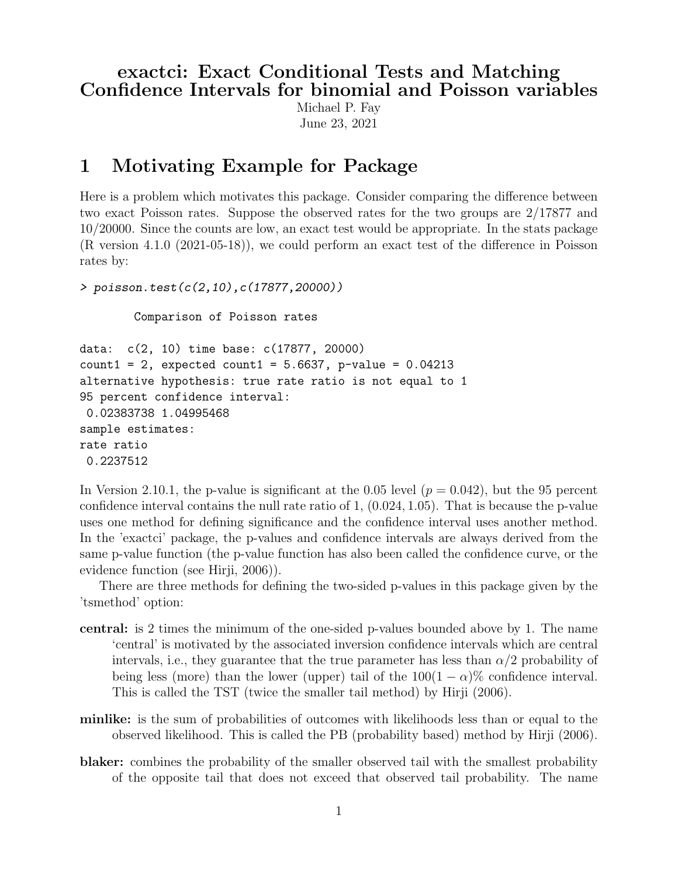# exactci: Exact Conditional Tests and Matching Confidence Intervals for binomial and Poisson variables

Michael P. Fay

June 23, 2021

## 1 Motivating Example for Package

Here is a problem which motivates this package. Consider comparing the difference between two exact Poisson rates. Suppose the observed rates for the two groups are 2/17877 and 10/20000. Since the counts are low, an exact test would be appropriate. In the stats package (R version 4.1.0 (2021-05-18)), we could perform an exact test of the difference in Poisson rates by:

```
> poisson.test(c(2,10),c(17877,20000))

        Comparison of Poisson rates

data:  c(2, 10) time base: c(17877, 20000)
count1 = 2, expected count1 = 5.6637, p-value = 0.04213
alternative hypothesis: true rate ratio is not equal to 1
95 percent confidence interval:
 0.02383738 1.04995468
sample estimates:
rate ratio
 0.2237512
```

In Version 2.10.1, the p-value is significant at the 0.05 level ($p = 0.042$), but the 95 percent confidence interval contains the null rate ratio of 1, $(0.024, 1.05)$. That is because the p-value uses one method for defining significance and the confidence interval uses another method. In the 'exactci' package, the p-values and confidence intervals are always derived from the same p-value function (the p-value function has also been called the confidence curve, or the evidence function (see Hirji, 2006)).

There are three methods for defining the two-sided p-values in this package given by the 'tsmethod' option:

**central:** is 2 times the minimum of the one-sided p-values bounded above by 1. The name 'central' is motivated by the associated inversion confidence intervals which are central intervals, i.e., they guarantee that the true parameter has less than $\alpha/2$ probability of being less (more) than the lower (upper) tail of the $100(1-\alpha)\%$ confidence interval. This is called the TST (twice the smaller tail method) by Hirji (2006).

**minlike:** is the sum of probabilities of outcomes with likelihoods less than or equal to the observed likelihood. This is called the PB (probability based) method by Hirji (2006).

**blaker:** combines the probability of the smaller observed tail with the smallest probability of the opposite tail that does not exceed that observed tail probability. The name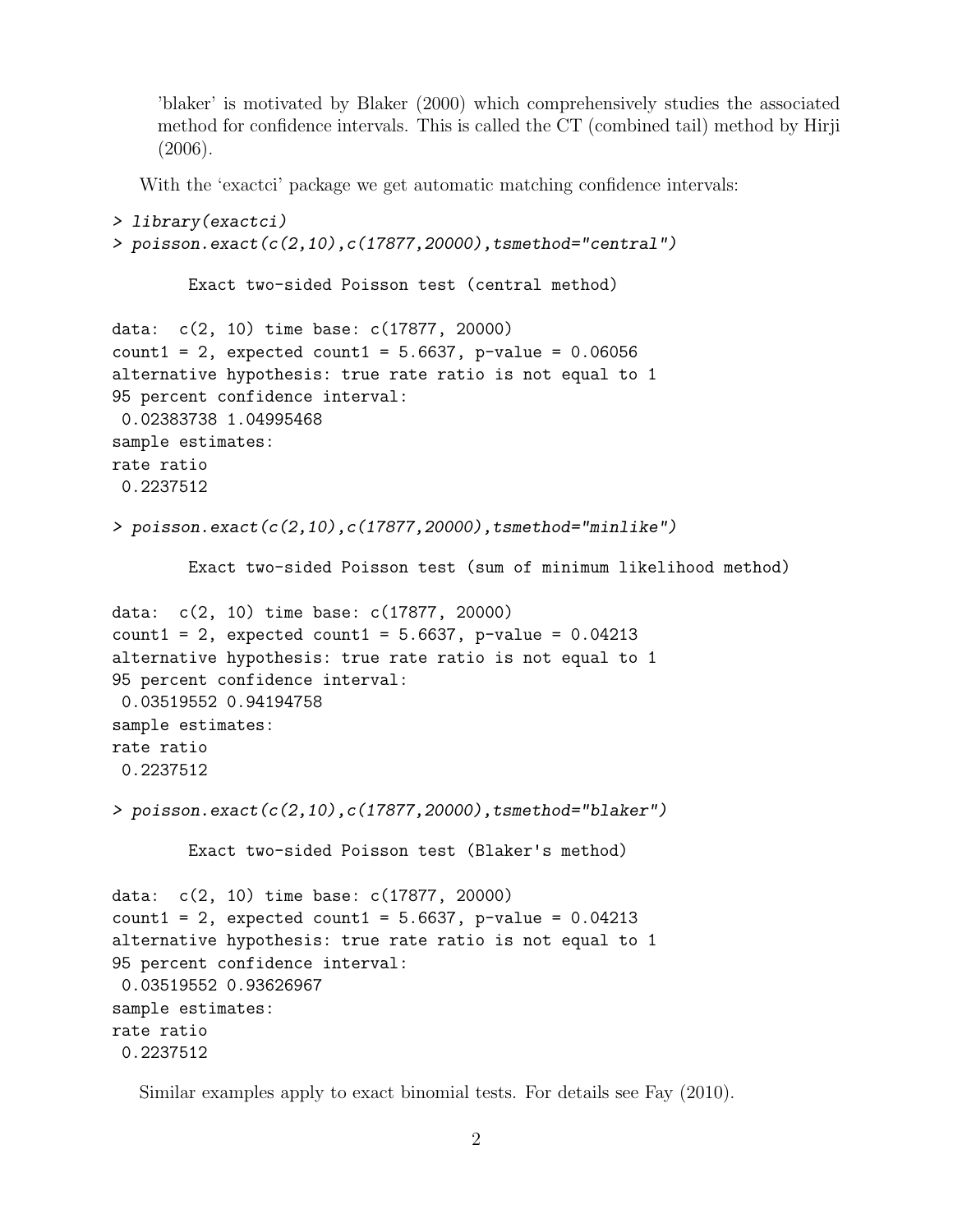'blaker' is motivated by Blaker (2000) which comprehensively studies the associated method for confidence intervals. This is called the CT (combined tail) method by Hirji (2006).

With the 'exactci' package we get automatic matching confidence intervals:

```
> library(exactci)
> poisson.exact(c(2,10),c(17877,20000),tsmethod="central")

        Exact two-sided Poisson test (central method)

data:  c(2, 10) time base: c(17877, 20000)
count1 = 2, expected count1 = 5.6637, p-value = 0.06056
alternative hypothesis: true rate ratio is not equal to 1
95 percent confidence interval:
 0.02383738 1.04995468
sample estimates:
rate ratio
 0.2237512

> poisson.exact(c(2,10),c(17877,20000),tsmethod="minlike")

        Exact two-sided Poisson test (sum of minimum likelihood method)

data:  c(2, 10) time base: c(17877, 20000)
count1 = 2, expected count1 = 5.6637, p-value = 0.04213
alternative hypothesis: true rate ratio is not equal to 1
95 percent confidence interval:
 0.03519552 0.94194758
sample estimates:
rate ratio
 0.2237512

> poisson.exact(c(2,10),c(17877,20000),tsmethod="blaker")

        Exact two-sided Poisson test (Blaker's method)

data:  c(2, 10) time base: c(17877, 20000)
count1 = 2, expected count1 = 5.6637, p-value = 0.04213
alternative hypothesis: true rate ratio is not equal to 1
95 percent confidence interval:
 0.03519552 0.93626967
sample estimates:
rate ratio
 0.2237512
```

Similar examples apply to exact binomial tests. For details see Fay (2010).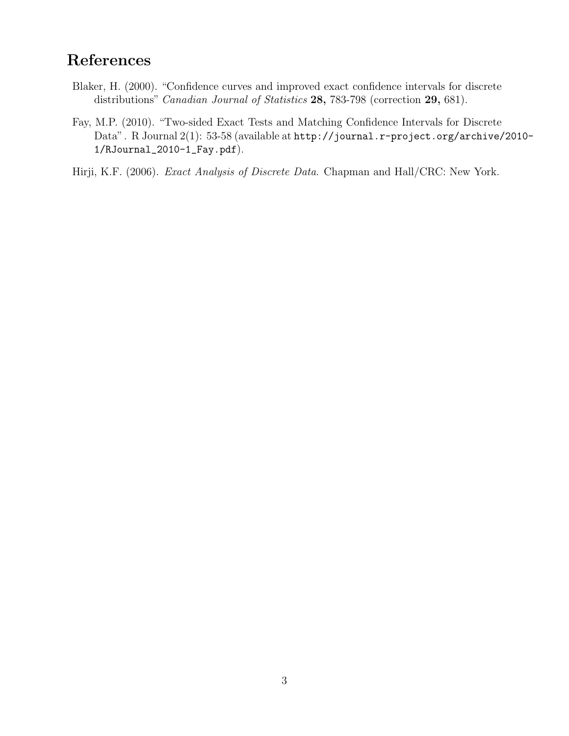# References

Blaker, H. (2000). "Confidence curves and improved exact confidence intervals for discrete distributions" *Canadian Journal of Statistics* **28,** 783-798 (correction **29,** 681).

Fay, M.P. (2010). "Two-sided Exact Tests and Matching Confidence Intervals for Discrete Data". R Journal 2(1): 53-58 (available at `http://journal.r-project.org/archive/2010-1/RJournal_2010-1_Fay.pdf`).

Hirji, K.F. (2006). *Exact Analysis of Discrete Data*. Chapman and Hall/CRC: New York.